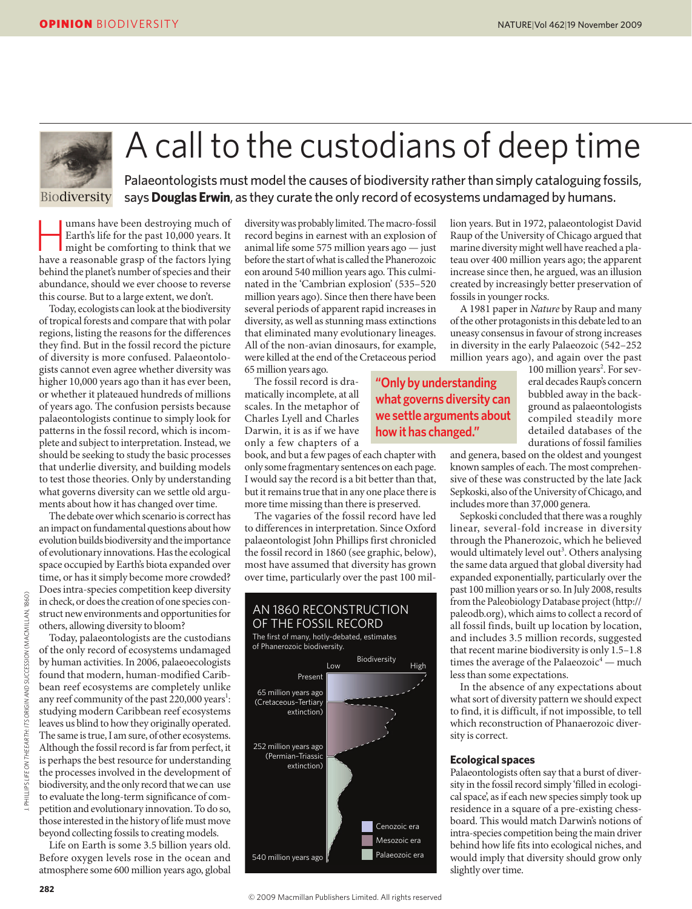# A call to the custodians of deep time

Palaeontologists must model the causes of biodiversity rather than simply cataloguing fossils, says **Douglas Erwin**, as they curate the only record of ecosystems undamaged by humans.

Humans have been destroying much of Earth's life for the past 10,000 years. It might be comforting to think that we have a reasonable grasp of the factors lying behind the planet's number of species and their abundance, should we ever choose to reverse this course. But to a large extent, we don't.

Today, ecologists can look at the biodiversity of tropical forests and compare that with polar regions, listing the reasons for the differences they find. But in the fossil record the picture of diversity is more confused. Palaeontologists cannot even agree whether diversity was higher 10,000 years ago than it has ever been, or whether it plateaued hundreds of millions of years ago. The confusion persists because palaeontologists continue to simply look for patterns in the fossil record, which is incomplete and subject to interpretation. Instead, we should be seeking to study the basic processes that underlie diversity, and building models to test those theories. Only by understanding what governs diversity can we settle old arguments about how it has changed over time.

The debate over which scenario is correct has an impact on fundamental questions about how evolution builds biodiversity and the importance of evolutionary innovations. Has the ecological space occupied by Earth's biota expanded over time, or has it simply become more crowded? Does intra-species competition keep diversity in check, or does the creation of one species construct new environments and opportunities for others, allowing diversity to bloom?

Today, palaeontologists are the custodians of the only record of ecosystems undamaged by human activities. In 2006, palaeoecologists found that modern, human-modified Caribbean reef ecosystems are completely unlike any reef community of the past 220,000 years[1]: studying modern Caribbean reef ecosystems leaves us blind to how they originally operated. The same is true, I am sure, of other ecosystems. Although the fossil record is far from perfect, it is perhaps the best resource for understanding the processes involved in the development of biodiversity, and the only record that we can use to evaluate the long-term significance of competition and evolutionary innovation. To do so, those interested in the history of life must move beyond collecting fossils to creating models.

Life on Earth is some 3.5 billion years old. Before oxygen levels rose in the ocean and atmosphere some 600 million years ago, global diversity was probably limited. The macro-fossil record begins in earnest with an explosion of animal life some 575 million years ago — just before the start of what is called the Phanerozoic eon around 540 million years ago. This culminated in the 'Cambrian explosion' (535–520 million years ago). Since then there have been several periods of rapid increases in diversity, as well as stunning mass extinctions that eliminated many evolutionary lineages. All of the non-avian dinosaurs, for example, were killed at the end of the Cretaceous period 65 million years ago.

The fossil record is dramatically incomplete, at all scales. In the metaphor of Charles Lyell and Charles Darwin, it is as if we have only a few chapters of a book, and but a few pages of each chapter with only some fragmentary sentences on each page. I would say the record is a bit better than that, but it remains true that in any one place there is more time missing than there is preserved.

> "Only by understanding what governs diversity can we settle arguments about how it has changed."

The vagaries of the fossil record have led to differences in interpretation. Since Oxford palaeontologist John Phillips first chronicled the fossil record in 1860 (see graphic, below), most have assumed that diversity has grown over time, particularly over the past 100 million years. But in 1972, palaeontologist David Raup of the University of Chicago argued that marine diversity might well have reached a plateau over 400 million years ago; the apparent increase since then, he argued, was an illusion created by increasingly better preservation of fossils in younger rocks.

A 1981 paper in *Nature* by Raup and many of the other protagonists in this debate led to an uneasy consensus in favour of strong increases in diversity in the early Palaeozoic (542–252 million years ago), and again over the past 100 million years[2]. For several decades Raup's concern bubbled away in the background as palaeontologists compiled steadily more detailed databases of the durations of fossil families and genera, based on the oldest and youngest known samples of each. The most comprehensive of these was constructed by the late Jack Sepkoski, also of the University of Chicago, and includes more than 37,000 genera.

Sepkoski concluded that there was a roughly linear, several-fold increase in diversity through the Phanerozoic, which he believed would ultimately level out[3]. Others analysing the same data argued that global diversity had expanded exponentially, particularly over the past 100 million years or so. In July 2008, results from the Paleobiology Database project (http://paleodb.org), which aims to collect a record of all fossil finds, built up location by location, and includes 3.5 million records, suggested that recent marine biodiversity is only 1.5–1.8 times the average of the Palaeozoic[4] — much less than some expectations.

In the absence of any expectations about what sort of diversity pattern we should expect to find, it is difficult, if not impossible, to tell which reconstruction of Phanaerozoic diversity is correct.

**AN 1860 RECONSTRUCTION OF THE FOSSIL RECORD**

The first of many, hotly-debated, estimates of Phanerozoic biodiversity.

Biodiversity

Low

High

Present

65 million years ago (Cretaceous-Tertiary extinction)

252 million years ago (Permian-Triassic extinction)

540 million years ago

Cenozoic era

Mesozoic era

Palaeozoic era

J. PHILLIPS *LIFE ON THE EARTH: ITS ORIGIN AND SUCCESSION* (MACMILLAN, 1860)

## Ecological spaces

Palaeontologists often say that a burst of diversity in the fossil record simply 'filled in ecological space', as if each new species simply took up residence in a square of a pre-existing chessboard. This would match Darwin's notions of intra-species competition being the main driver behind how life fits into ecological niches, and would imply that diversity should grow only slightly over time.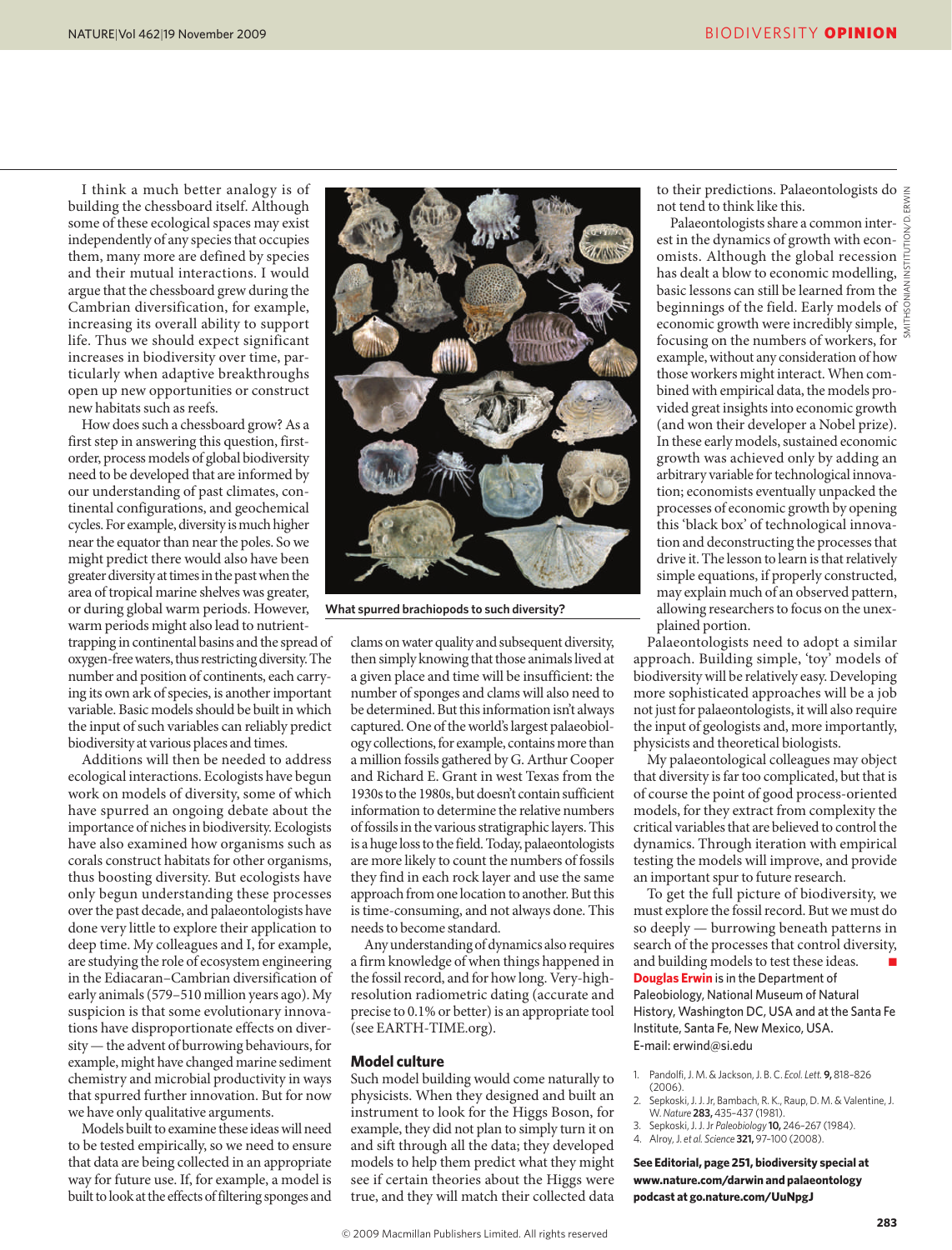I think a much better analogy is of building the chessboard itself. Although some of these ecological spaces may exist independently of any species that occupies them, many more are defined by species and their mutual interactions. I would argue that the chessboard grew during the Cambrian diversification, for example, increasing its overall ability to support life. Thus we should expect significant increases in biodiversity over time, particularly when adaptive breakthroughs open up new opportunities or construct new habitats such as reefs.

How does such a chessboard grow? As a first step in answering this question, first-order, process models of global biodiversity need to be developed that are informed by our understanding of past climates, continental configurations, and geochemical cycles. For example, diversity is much higher near the equator than near the poles. So we might predict there would also have been greater diversity at times in the past when the area of tropical marine shelves was greater, or during global warm periods. However, warm periods might also lead to nutrient-trapping in continental basins and the spread of oxygen-free waters, thus restricting diversity. The number and position of continents, each carrying its own ark of species, is another important variable. Basic models should be built in which the input of such variables can reliably predict biodiversity at various places and times.

Additions will then be needed to address ecological interactions. Ecologists have begun work on models of diversity, some of which have spurred an ongoing debate about the importance of niches in biodiversity. Ecologists have also examined how organisms such as corals construct habitats for other organisms, thus boosting diversity. But ecologists have only begun understanding these processes over the past decade, and palaeontologists have done very little to explore their application to deep time. My colleagues and I, for example, are studying the role of ecosystem engineering in the Ediacaran–Cambrian diversification of early animals (579–510 million years ago). My suspicion is that some evolutionary innovations have disproportionate effects on diversity — the advent of burrowing behaviours, for example, might have changed marine sediment chemistry and microbial productivity in ways that spurred further innovation. But for now we have only qualitative arguments.

Models built to examine these ideas will need to be tested empirically, so we need to ensure that data are being collected in an appropriate way for future use. If, for example, a model is built to look at the effects of filtering sponges and clams on water quality and subsequent diversity, then simply knowing that those animals lived at a given place and time will be insufficient: the number of sponges and clams will also need to be determined. But this information isn't always captured. One of the world's largest palaeobiology collections, for example, contains more than a million fossils gathered by G. Arthur Cooper and Richard E. Grant in west Texas from the 1930s to the 1980s, but doesn't contain sufficient information to determine the relative numbers of fossils in the various stratigraphic layers. This is a huge loss to the field. Today, palaeontologists are more likely to count the numbers of fossils they find in each rock layer and use the same approach from one location to another. But this is time-consuming, and not always done. This needs to become standard.

Any understanding of dynamics also requires a firm knowledge of when things happened in the fossil record, and for how long. Very-high-resolution radiometric dating (accurate and precise to 0.1% or better) is an appropriate tool (see EARTH-TIME.org).

What spurred brachiopods to such diversity?

## Model culture

Such model building would come naturally to physicists. When they designed and built an instrument to look for the Higgs Boson, for example, they did not plan to simply turn it on and sift through all the data; they developed models to help them predict what they might see if certain theories about the Higgs were true, and they will match their collected data to their predictions. Palaeontologists do not tend to think like this.

Palaeontologists share a common interest in the dynamics of growth with economists. Although the global recession has dealt a blow to economic modelling, basic lessons can still be learned from the beginnings of the field. Early models of economic growth were incredibly simple, focusing on the numbers of workers, for example, without any consideration of how those workers might interact. When combined with empirical data, the models provided great insights into economic growth (and won their developer a Nobel prize). In these early models, sustained economic growth was achieved only by adding an arbitrary variable for technological innovation; economists eventually unpacked the processes of economic growth by opening this 'black box' of technological innovation and deconstructing the processes that drive it. The lesson to learn is that relatively simple equations, if properly constructed, may explain much of an observed pattern, allowing researchers to focus on the unexplained portion.

Palaeontologists need to adopt a similar approach. Building simple, 'toy' models of biodiversity will be relatively easy. Developing more sophisticated approaches will be a job not just for palaeontologists, it will also require the input of geologists and, more importantly, physicists and theoretical biologists.

My palaeontological colleagues may object that diversity is far too complicated, but that is of course the point of good process-oriented models, for they extract from complexity the critical variables that are believed to control the dynamics. Through iteration with empirical testing the models will improve, and provide an important spur to future research.

To get the full picture of biodiversity, we must explore the fossil record. But we must do so deeply — burrowing beneath patterns in search of the processes that control diversity. ■

**Douglas Erwin** is in the Department of Paleobiology, National Museum of Natural History, Washington DC, USA and at the Santa Fe Institute, Santa Fe, New Mexico, USA.
E-mail: erwind@si.edu

1. Pandolfi, J. M. & Jackson, J. B. C. *Ecol. Lett.* **9,** 818–826 (2006).
2. Sepkoski, J. J. Jr, Bambach, R. K., Raup, D. M. & Valentine, J. W. *Nature* **283,** 435–437 (1981).
3. Sepkoski, J. J. Jr *Paleobiology* **10,** 246–267 (1984).
4. Alroy, J. *et al. Science* **321,** 97–100 (2008).

**See Editorial, page 251, biodiversity special at www.nature.com/darwin and palaeontology podcast at go.nature.com/UuNpgJ**